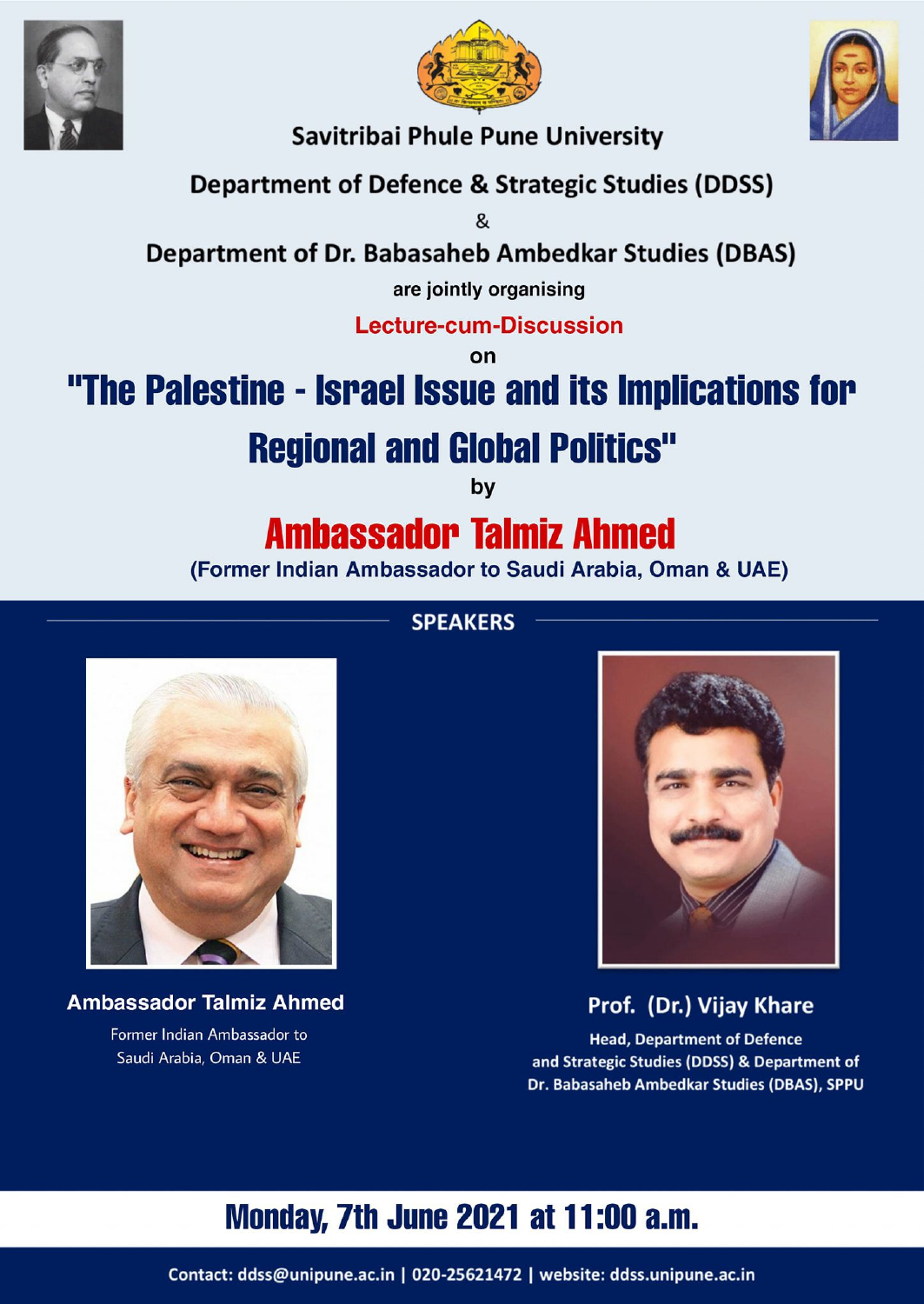Savitribai Phule Pune University

**Department of Defence & Strategic Studies (DDSS)**

&

**Department of Dr. Babasaheb Ambedkar Studies (DBAS)**

are jointly organising

**Lecture-cum-Discussion**

on

# "The Palestine - Israel Issue and its Implications for Regional and Global Politics"

by

## Ambassador Talmiz Ahmed

(Former Indian Ambassador to Saudi Arabia, Oman & UAE)

### SPEAKERS

**Ambassador Talmiz Ahmed**

Former Indian Ambassador to Saudi Arabia, Oman & UAE

**Prof. (Dr.) Vijay Khare**

Head, Department of Defence and Strategic Studies (DDSS) & Department of Dr. Babasaheb Ambedkar Studies (DBAS), SPPU

## Monday, 7th June 2021 at 11:00 a.m.

Contact: ddss@unipune.ac.in | 020-25621472 | website: ddss.unipune.ac.in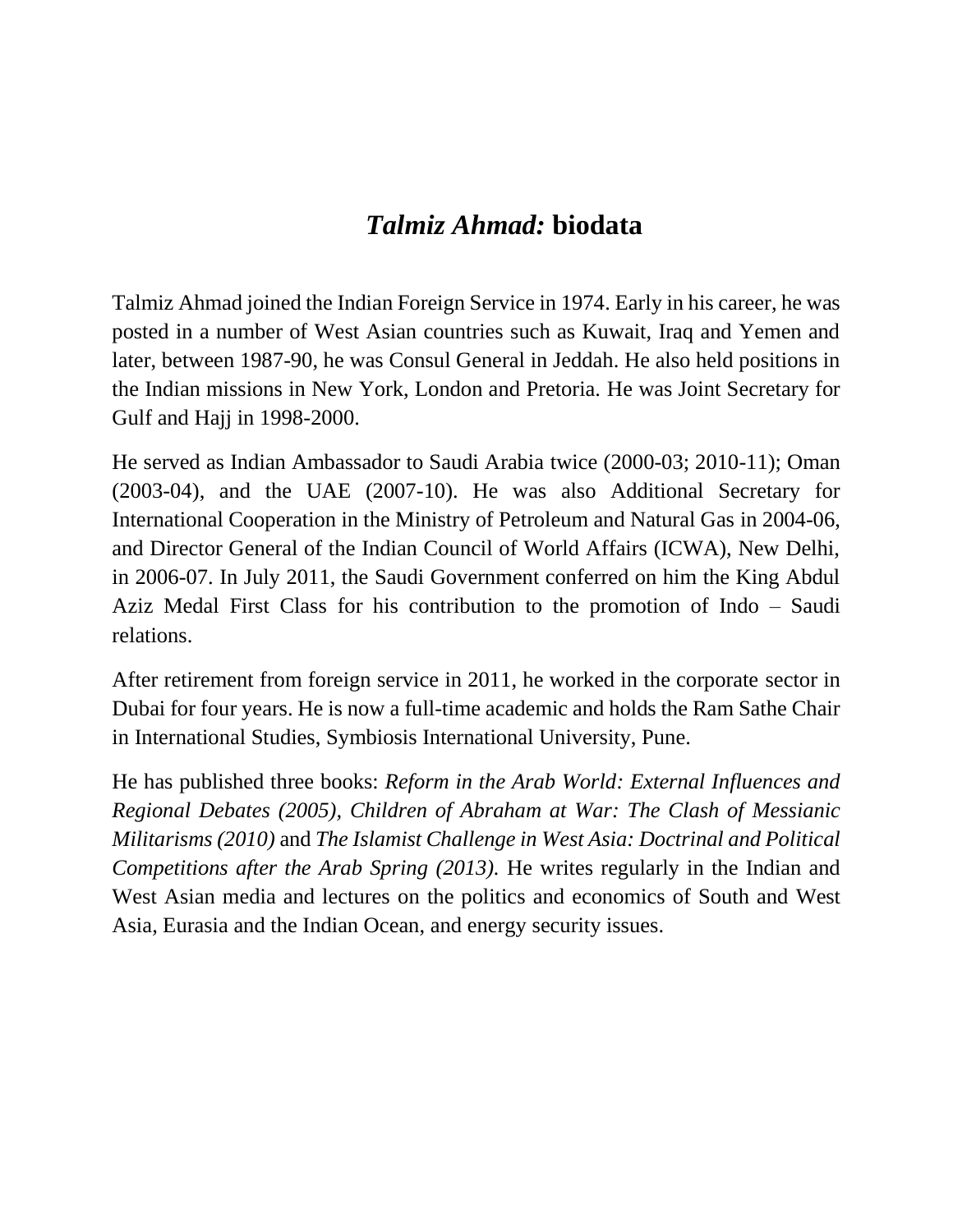# *Talmiz Ahmad:* biodata

Talmiz Ahmad joined the Indian Foreign Service in 1974. Early in his career, he was posted in a number of West Asian countries such as Kuwait, Iraq and Yemen and later, between 1987-90, he was Consul General in Jeddah. He also held positions in the Indian missions in New York, London and Pretoria. He was Joint Secretary for Gulf and Hajj in 1998-2000.

He served as Indian Ambassador to Saudi Arabia twice (2000-03; 2010-11); Oman (2003-04), and the UAE (2007-10). He was also Additional Secretary for International Cooperation in the Ministry of Petroleum and Natural Gas in 2004-06, and Director General of the Indian Council of World Affairs (ICWA), New Delhi, in 2006-07. In July 2011, the Saudi Government conferred on him the King Abdul Aziz Medal First Class for his contribution to the promotion of Indo – Saudi relations.

After retirement from foreign service in 2011, he worked in the corporate sector in Dubai for four years. He is now a full-time academic and holds the Ram Sathe Chair in International Studies, Symbiosis International University, Pune.

He has published three books: *Reform in the Arab World: External Influences and Regional Debates (2005), Children of Abraham at War: The Clash of Messianic Militarisms (2010)* and *The Islamist Challenge in West Asia: Doctrinal and Political Competitions after the Arab Spring (2013).* He writes regularly in the Indian and West Asian media and lectures on the politics and economics of South and West Asia, Eurasia and the Indian Ocean, and energy security issues.